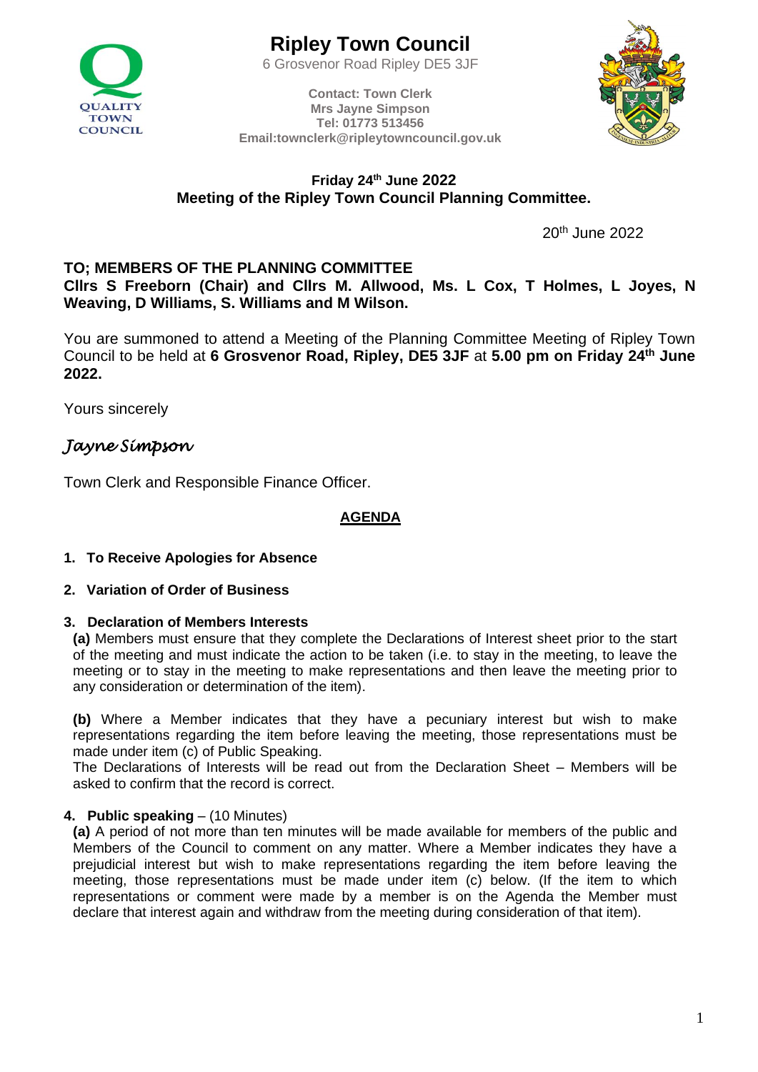# Ripley Town Council

6 Grosvenor Road Ripley DE5 3JF

**Contact: Town Clerk**
**Mrs Jayne Simpson**
**Tel: 01773 513456**
**Email:townclerk@ripleytowncouncil.gov.uk**

**Friday 24th June 2022**
**Meeting of the Ripley Town Council Planning Committee.**

20th June 2022

**TO; MEMBERS OF THE PLANNING COMMITTEE**
**Cllrs S Freeborn (Chair) and Cllrs M. Allwood, Ms. L Cox, T Holmes, L Joyes, N Weaving, D Williams, S. Williams and M Wilson.**

You are summoned to attend a Meeting of the Planning Committee Meeting of Ripley Town Council to be held at **6 Grosvenor Road, Ripley, DE5 3JF** at **5.00 pm on Friday 24th June 2022.**

Yours sincerely

*Jayne Simpson*

Town Clerk and Responsible Finance Officer.

## AGENDA

1. **To Receive Apologies for Absence**

2. **Variation of Order of Business**

3. **Declaration of Members Interests**

   **(a)** Members must ensure that they complete the Declarations of Interest sheet prior to the start of the meeting and must indicate the action to be taken (i.e. to stay in the meeting, to leave the meeting or to stay in the meeting to make representations and then leave the meeting prior to any consideration or determination of the item).

   **(b)** Where a Member indicates that they have a pecuniary interest but wish to make representations regarding the item before leaving the meeting, those representations must be made under item (c) of Public Speaking.
   The Declarations of Interests will be read out from the Declaration Sheet – Members will be asked to confirm that the record is correct.

4. **Public speaking** – (10 Minutes)

   **(a)** A period of not more than ten minutes will be made available for members of the public and Members of the Council to comment on any matter. Where a Member indicates they have a prejudicial interest but wish to make representations regarding the item before leaving the meeting, those representations must be made under item (c) below. (If the item to which representations or comment were made by a member is on the Agenda the Member must declare that interest again and withdraw from the meeting during consideration of that item).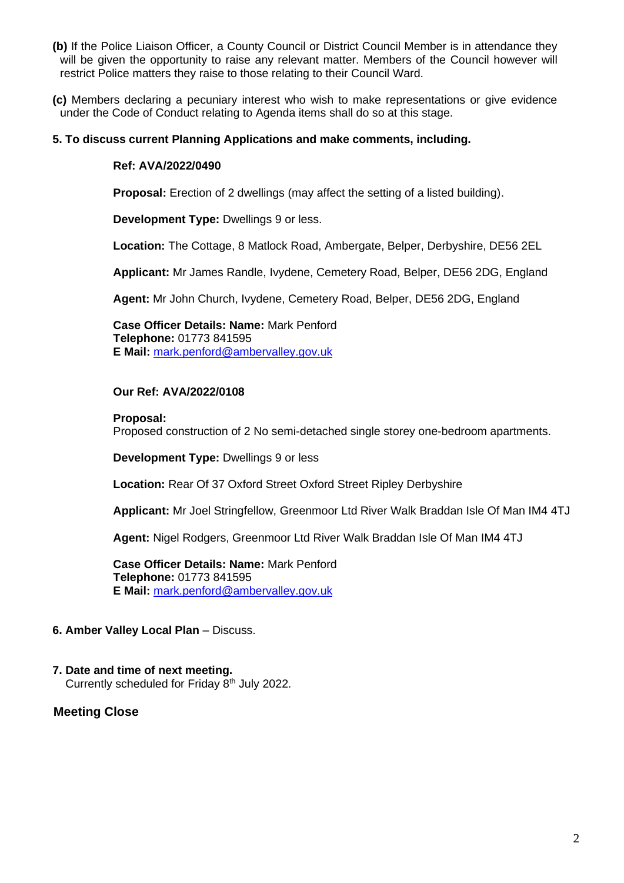**(b)** If the Police Liaison Officer, a County Council or District Council Member is in attendance they will be given the opportunity to raise any relevant matter. Members of the Council however will restrict Police matters they raise to those relating to their Council Ward.

**(c)** Members declaring a pecuniary interest who wish to make representations or give evidence under the Code of Conduct relating to Agenda items shall do so at this stage.

**5. To discuss current Planning Applications and make comments, including.**

**Ref: AVA/2022/0490**

**Proposal:** Erection of 2 dwellings (may affect the setting of a listed building).

**Development Type:** Dwellings 9 or less.

**Location:** The Cottage, 8 Matlock Road, Ambergate, Belper, Derbyshire, DE56 2EL

**Applicant:** Mr James Randle, Ivydene, Cemetery Road, Belper, DE56 2DG, England

**Agent:** Mr John Church, Ivydene, Cemetery Road, Belper, DE56 2DG, England

**Case Officer Details: Name:** Mark Penford
**Telephone:** 01773 841595
**E Mail:** mark.penford@ambervalley.gov.uk

**Our Ref: AVA/2022/0108**

**Proposal:**
Proposed construction of 2 No semi-detached single storey one-bedroom apartments.

**Development Type:** Dwellings 9 or less

**Location:** Rear Of 37 Oxford Street Oxford Street Ripley Derbyshire

**Applicant:** Mr Joel Stringfellow, Greenmoor Ltd River Walk Braddan Isle Of Man IM4 4TJ

**Agent:** Nigel Rodgers, Greenmoor Ltd River Walk Braddan Isle Of Man IM4 4TJ

**Case Officer Details: Name:** Mark Penford
**Telephone:** 01773 841595
**E Mail:** mark.penford@ambervalley.gov.uk

**6. Amber Valley Local Plan** – Discuss.

**7. Date and time of next meeting.**
Currently scheduled for Friday 8th July 2022.

**Meeting Close**